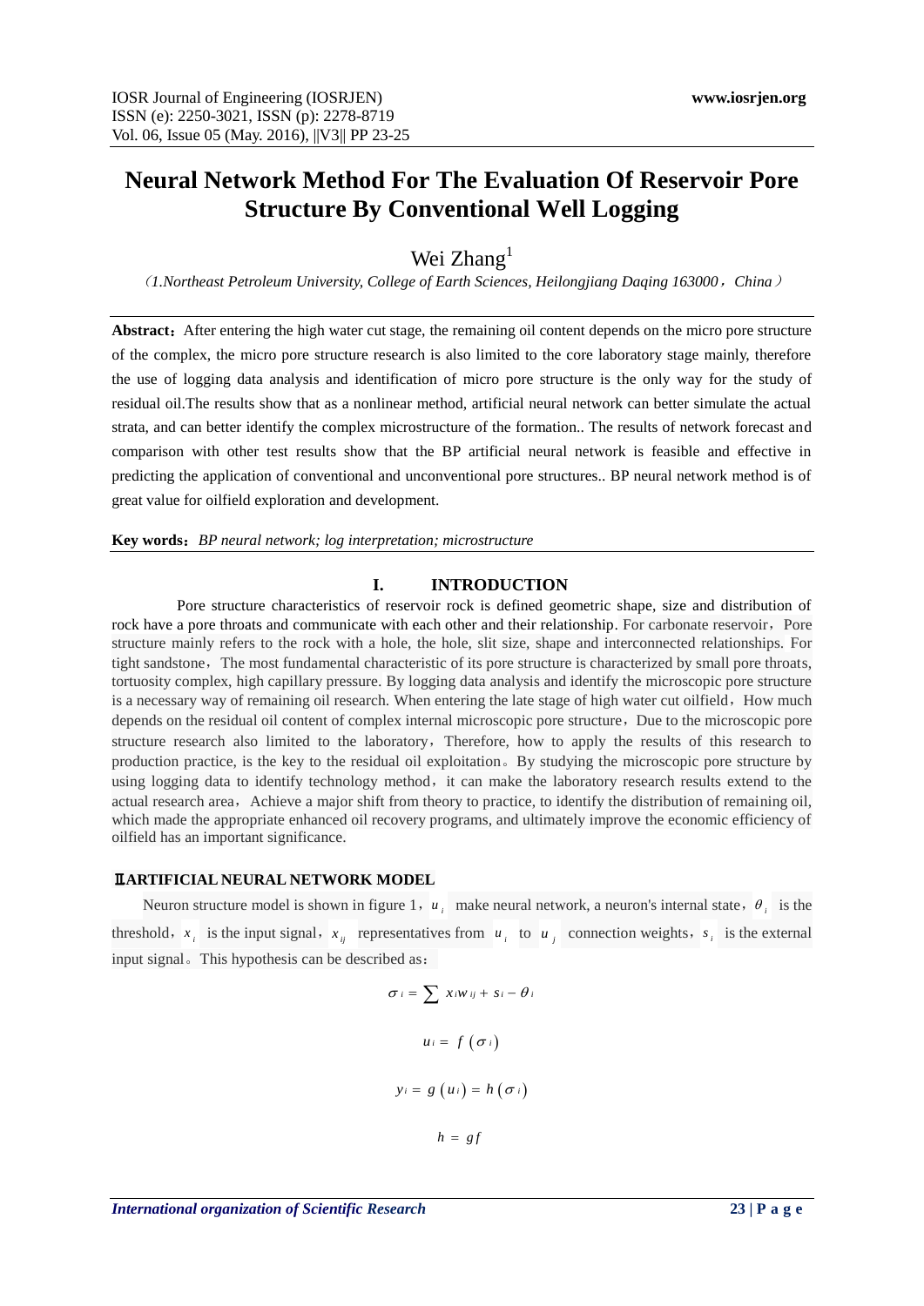# Neural Network Method For The Evaluation Of Reservoir Pore Structure By Conventional Well Logging

Wei Zhang[1]

（1.Northeast Petroleum University, College of Earth Sciences, Heilongjiang Daqing 163000，China）

**Abstract**：After entering the high water cut stage, the remaining oil content depends on the micro pore structure of the complex, the micro pore structure research is also limited to the core laboratory stage mainly, therefore the use of logging data analysis and identification of micro pore structure is the only way for the study of residual oil.The results show that as a nonlinear method, artificial neural network can better simulate the actual strata, and can better identify the complex microstructure of the formation.. The results of network forecast and comparison with other test results show that the BP artificial neural network is feasible and effective in predicting the application of conventional and unconventional pore structures.. BP neural network method is of great value for oilfield exploration and development.

**Key words**：*BP neural network; log interpretation; microstructure*

## I. INTRODUCTION

Pore structure characteristics of reservoir rock is defined geometric shape, size and distribution of rock have a pore throats and communicate with each other and their relationship. For carbonate reservoir，Pore structure mainly refers to the rock with a hole, the hole, slit size, shape and interconnected relationships. For tight sandstone，The most fundamental characteristic of its pore structure is characterized by small pore throats, tortuosity complex, high capillary pressure. By logging data analysis and identify the microscopic pore structure is a necessary way of remaining oil research. When entering the late stage of high water cut oilfield，How much depends on the residual oil content of complex internal microscopic pore structure，Due to the microscopic pore structure research also limited to the laboratory，Therefore, how to apply the results of this research to production practice, is the key to the residual oil exploitation。By studying the microscopic pore structure by using logging data to identify technology method，it can make the laboratory research results extend to the actual research area，Achieve a major shift from theory to practice, to identify the distribution of remaining oil, which made the appropriate enhanced oil recovery programs, and ultimately improve the economic efficiency of oilfield has an important significance.

## Ⅱ.ARTIFICIAL NEURAL NETWORK MODEL

Neuron structure model is shown in figure 1，$u_i$ make neural network, a neuron's internal state，$\theta_i$ is the threshold，$x_i$ is the input signal，$x_{ij}$ representatives from $u_i$ to $u_j$ connection weights，$s_i$ is the external input signal。This hypothesis can be described as：

$$\sigma_i = \sum x_i w_{ij} + s_i - \theta_i$$

$$u_i = f(\sigma_i)$$

$$y_i = g(u_i) = h(\sigma_i)$$

$$h = gf$$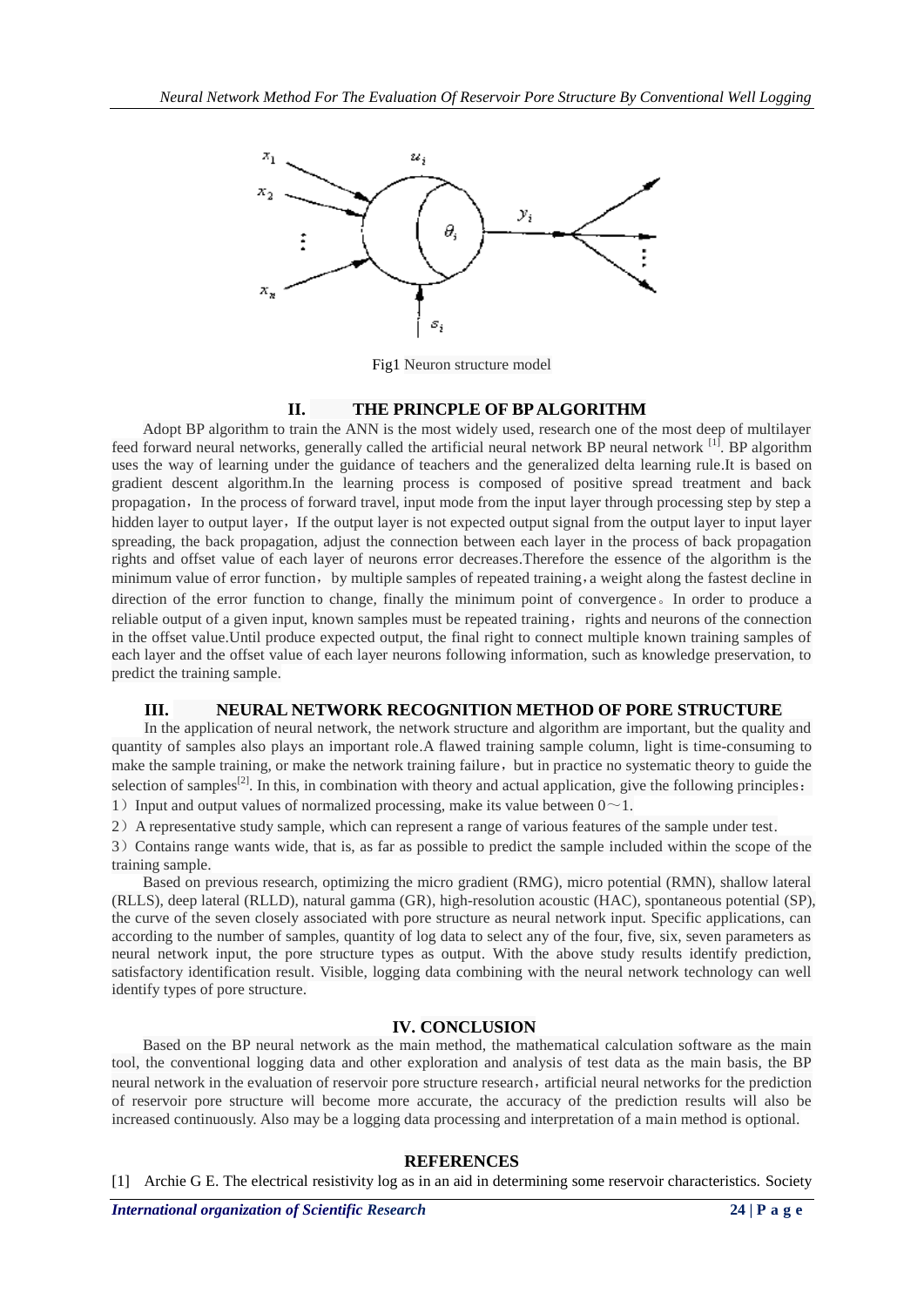Fig1 Neuron structure model

## II. THE PRINCPLE OF BP ALGORITHM

Adopt BP algorithm to train the ANN is the most widely used, research one of the most deep of multilayer feed forward neural networks, generally called the artificial neural network BP neural network [1]. BP algorithm uses the way of learning under the guidance of teachers and the generalized delta learning rule.It is based on gradient descent algorithm.In the learning process is composed of positive spread treatment and back propagation，In the process of forward travel, input mode from the input layer through processing step by step a hidden layer to output layer，If the output layer is not expected output signal from the output layer to input layer spreading, the back propagation, adjust the connection between each layer in the process of back propagation rights and offset value of each layer of neurons error decreases.Therefore the essence of the algorithm is the minimum value of error function，by multiple samples of repeated training，a weight along the fastest decline in direction of the error function to change, finally the minimum point of convergence。In order to produce a reliable output of a given input, known samples must be repeated training，rights and neurons of the connection in the offset value.Until produce expected output, the final right to connect multiple known training samples of each layer and the offset value of each layer neurons following information, such as knowledge preservation, to predict the training sample.

## III. NEURAL NETWORK RECOGNITION METHOD OF PORE STRUCTURE

In the application of neural network, the network structure and algorithm are important, but the quality and quantity of samples also plays an important role.A flawed training sample column, light is time-consuming to make the sample training, or make the network training failure，but in practice no systematic theory to guide the selection of samples[2]. In this, in combination with theory and actual application, give the following principles：

1）Input and output values of normalized processing, make its value between 0～1.

2）A representative study sample, which can represent a range of various features of the sample under test.

3）Contains range wants wide, that is, as far as possible to predict the sample included within the scope of the training sample.

Based on previous research, optimizing the micro gradient (RMG), micro potential (RMN), shallow lateral (RLLS), deep lateral (RLLD), natural gamma (GR), high-resolution acoustic (HAC), spontaneous potential (SP), the curve of the seven closely associated with pore structure as neural network input. Specific applications, can according to the number of samples, quantity of log data to select any of the four, five, six, seven parameters as neural network input, the pore structure types as output. With the above study results identify prediction, satisfactory identification result. Visible, logging data combining with the neural network technology can well identify types of pore structure.

## IV. CONCLUSION

Based on the BP neural network as the main method, the mathematical calculation software as the main tool, the conventional logging data and other exploration and analysis of test data as the main basis, the BP neural network in the evaluation of reservoir pore structure research，artificial neural networks for the prediction of reservoir pore structure will become more accurate, the accuracy of the prediction results will also be increased continuously. Also may be a logging data processing and interpretation of a main method is optional.

## REFERENCES

[1] Archie G E. The electrical resistivity log as in an aid in determining some reservoir characteristics. Society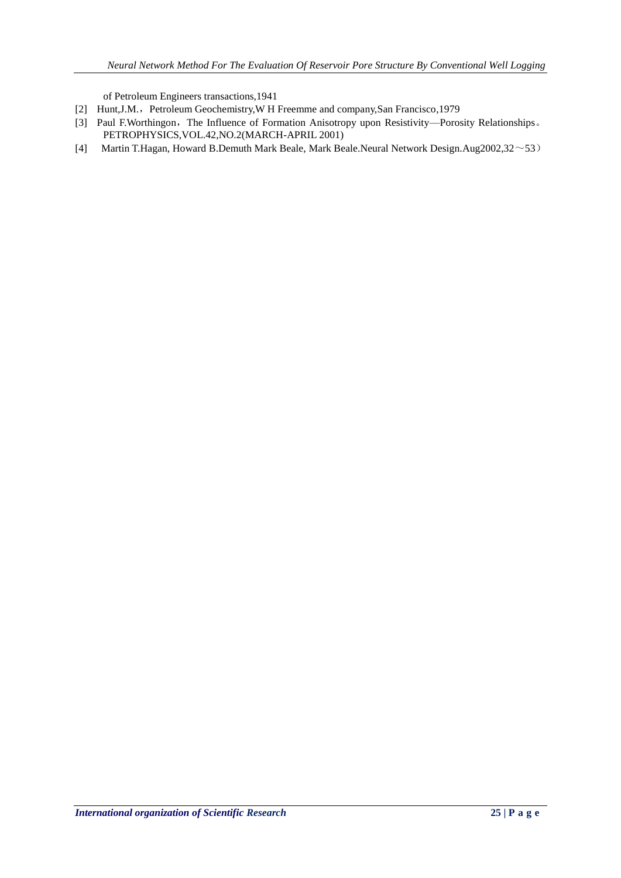of Petroleum Engineers transactions,1941

[2] Hunt,J.M.，Petroleum Geochemistry,W H Freemme and company,San Francisco,1979

[3] Paul F.Worthingon，The Influence of Formation Anisotropy upon Resistivity—Porosity Relationships。PETROPHYSICS,VOL.42,NO.2(MARCH-APRIL 2001)

[4] Martin T.Hagan, Howard B.Demuth Mark Beale, Mark Beale.Neural Network Design.Aug2002,32～53）